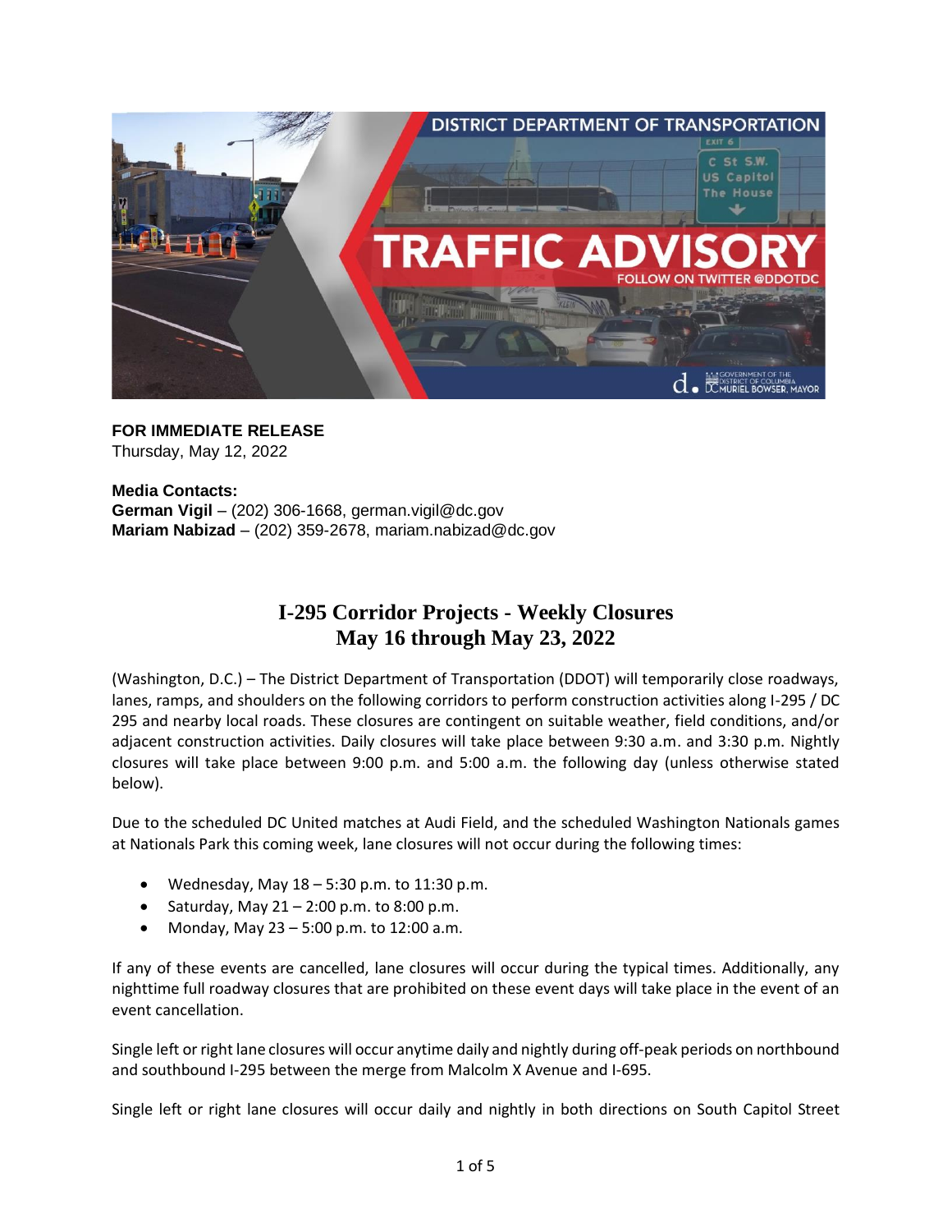**FOR IMMEDIATE RELEASE**
Thursday, May 12, 2022

**Media Contacts:**
**German Vigil** – (202) 306-1668, german.vigil@dc.gov
**Mariam Nabizad** – (202) 359-2678, mariam.nabizad@dc.gov

# I-295 Corridor Projects - Weekly Closures
# May 16 through May 23, 2022

(Washington, D.C.) – The District Department of Transportation (DDOT) will temporarily close roadways, lanes, ramps, and shoulders on the following corridors to perform construction activities along I-295 / DC 295 and nearby local roads. These closures are contingent on suitable weather, field conditions, and/or adjacent construction activities. Daily closures will take place between 9:30 a.m. and 3:30 p.m. Nightly closures will take place between 9:00 p.m. and 5:00 a.m. the following day (unless otherwise stated below).

Due to the scheduled DC United matches at Audi Field, and the scheduled Washington Nationals games at Nationals Park this coming week, lane closures will not occur during the following times:

- Wednesday, May 18 – 5:30 p.m. to 11:30 p.m.
- Saturday, May 21 – 2:00 p.m. to 8:00 p.m.
- Monday, May 23 – 5:00 p.m. to 12:00 a.m.

If any of these events are cancelled, lane closures will occur during the typical times. Additionally, any nighttime full roadway closures that are prohibited on these event days will take place in the event of an event cancellation.

Single left or right lane closures will occur anytime daily and nightly during off-peak periods on northbound and southbound I-295 between the merge from Malcolm X Avenue and I-695.

Single left or right lane closures will occur daily and nightly in both directions on South Capitol Street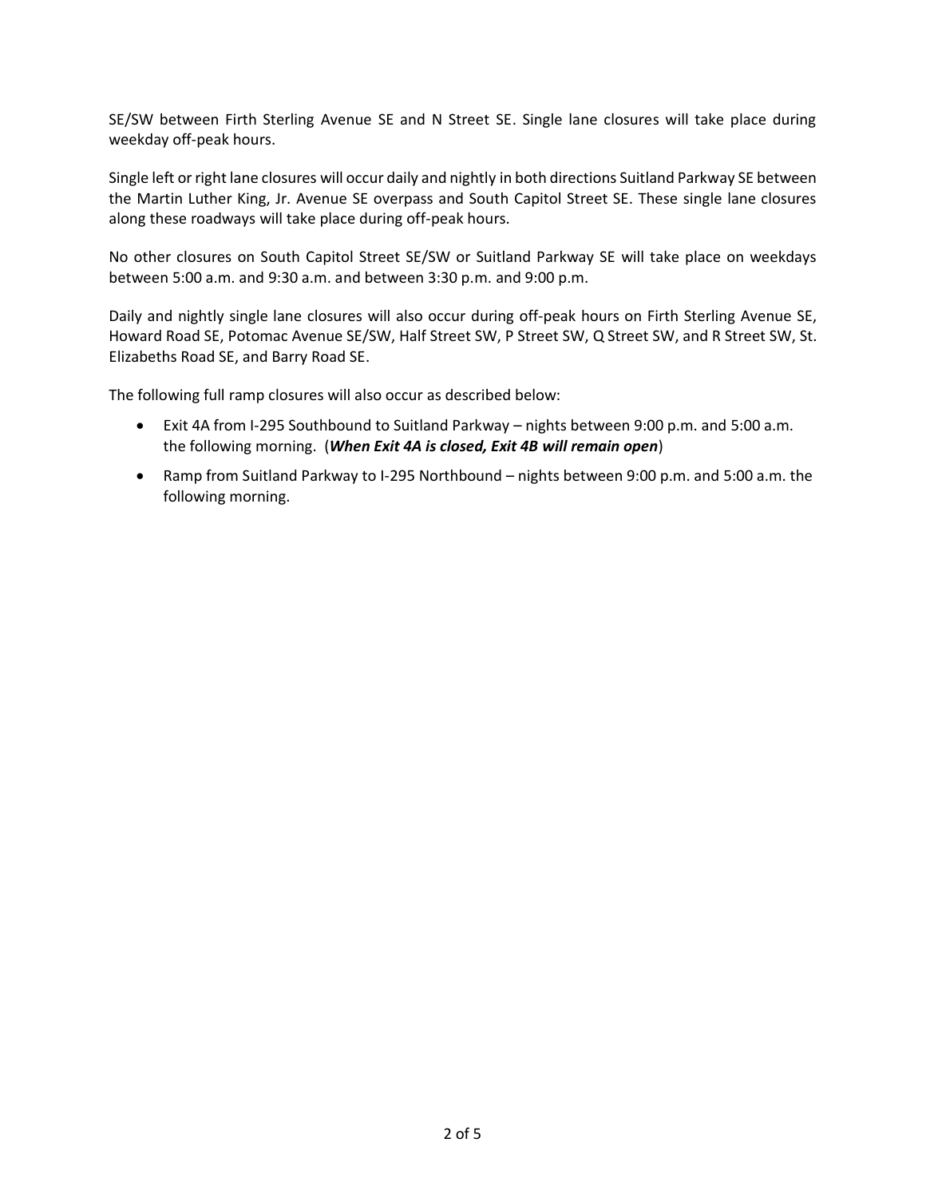SE/SW between Firth Sterling Avenue SE and N Street SE. Single lane closures will take place during weekday off-peak hours.

Single left or right lane closures will occur daily and nightly in both directions Suitland Parkway SE between the Martin Luther King, Jr. Avenue SE overpass and South Capitol Street SE. These single lane closures along these roadways will take place during off-peak hours.

No other closures on South Capitol Street SE/SW or Suitland Parkway SE will take place on weekdays between 5:00 a.m. and 9:30 a.m. and between 3:30 p.m. and 9:00 p.m.

Daily and nightly single lane closures will also occur during off-peak hours on Firth Sterling Avenue SE, Howard Road SE, Potomac Avenue SE/SW, Half Street SW, P Street SW, Q Street SW, and R Street SW, St. Elizabeths Road SE, and Barry Road SE.

The following full ramp closures will also occur as described below:

- Exit 4A from I-295 Southbound to Suitland Parkway – nights between 9:00 p.m. and 5:00 a.m. the following morning. (***When Exit 4A is closed, Exit 4B will remain open***)
- Ramp from Suitland Parkway to I-295 Northbound – nights between 9:00 p.m. and 5:00 a.m. the following morning.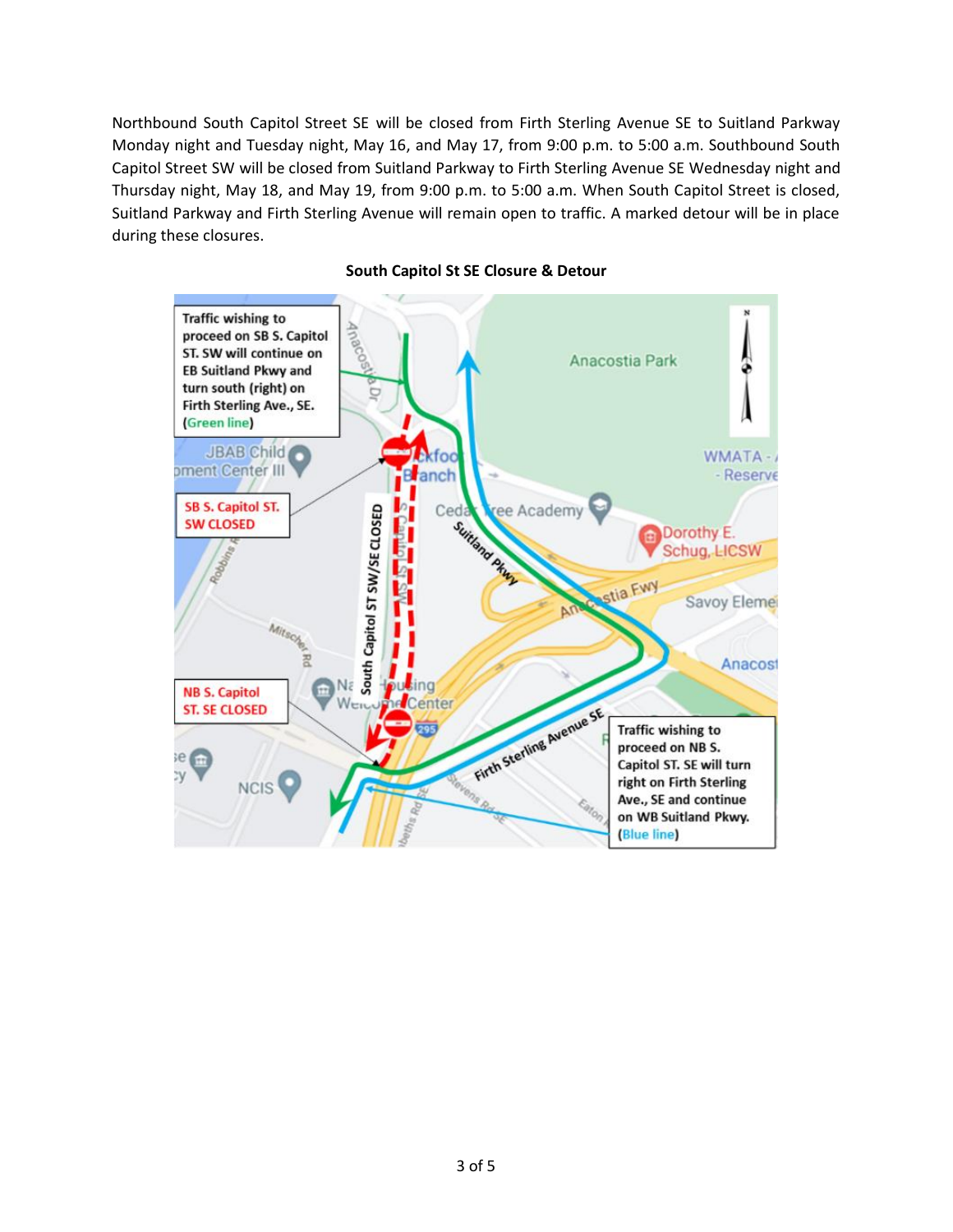Northbound South Capitol Street SE will be closed from Firth Sterling Avenue SE to Suitland Parkway Monday night and Tuesday night, May 16, and May 17, from 9:00 p.m. to 5:00 a.m. Southbound South Capitol Street SW will be closed from Suitland Parkway to Firth Sterling Avenue SE Wednesday night and Thursday night, May 18, and May 19, from 9:00 p.m. to 5:00 a.m. When South Capitol Street is closed, Suitland Parkway and Firth Sterling Avenue will remain open to traffic. A marked detour will be in place during these closures.

**South Capitol St SE Closure & Detour**

Traffic wishing to proceed on SB S. Capitol ST. SW will continue on EB Suitland Pkwy and turn south (right) on Firth Sterling Ave., SE. (Green line)

SB S. Capitol ST. SW CLOSED

NB S. Capitol ST. SE CLOSED

South Capitol ST SW/SE CLOSED

Traffic wishing to proceed on NB S. Capitol ST. SE will turn right on Firth Sterling Ave., SE and continue on WB Suitland Pkwy. (Blue line)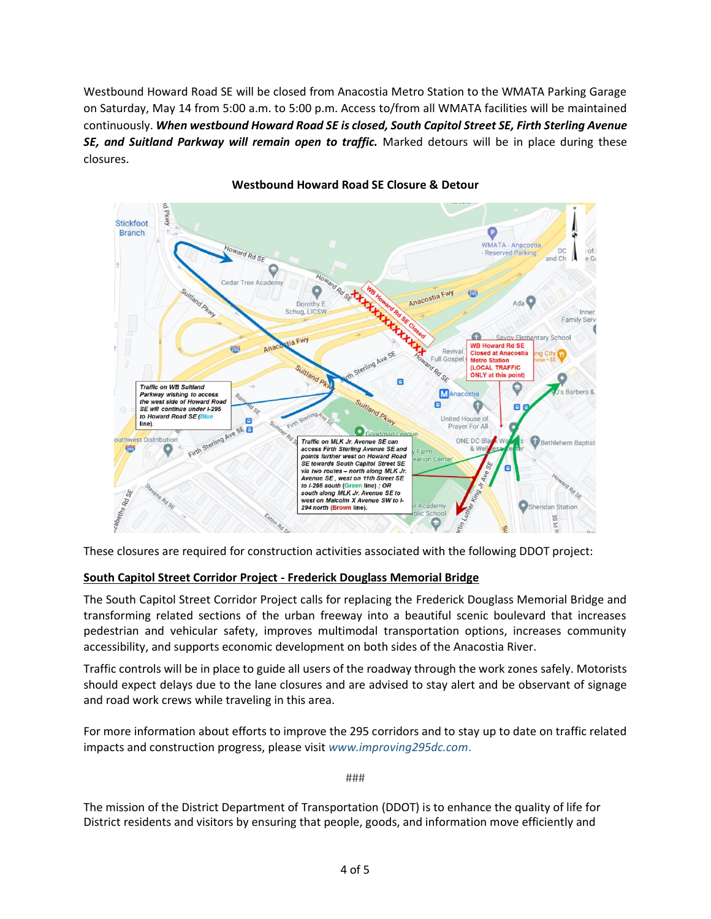Westbound Howard Road SE will be closed from Anacostia Metro Station to the WMATA Parking Garage on Saturday, May 14 from 5:00 a.m. to 5:00 p.m. Access to/from all WMATA facilities will be maintained continuously. ***When westbound Howard Road SE is closed, South Capitol Street SE, Firth Sterling Avenue SE, and Suitland Parkway will remain open to traffic.*** Marked detours will be in place during these closures.

**Westbound Howard Road SE Closure & Detour**

These closures are required for construction activities associated with the following DDOT project:

**South Capitol Street Corridor Project - Frederick Douglass Memorial Bridge**

The South Capitol Street Corridor Project calls for replacing the Frederick Douglass Memorial Bridge and transforming related sections of the urban freeway into a beautiful scenic boulevard that increases pedestrian and vehicular safety, improves multimodal transportation options, increases community accessibility, and supports economic development on both sides of the Anacostia River.

Traffic controls will be in place to guide all users of the roadway through the work zones safely. Motorists should expect delays due to the lane closures and are advised to stay alert and be observant of signage and road work crews while traveling in this area.

For more information about efforts to improve the 295 corridors and to stay up to date on traffic related impacts and construction progress, please visit *www.improving295dc.com*.

###

The mission of the District Department of Transportation (DDOT) is to enhance the quality of life for District residents and visitors by ensuring that people, goods, and information move efficiently and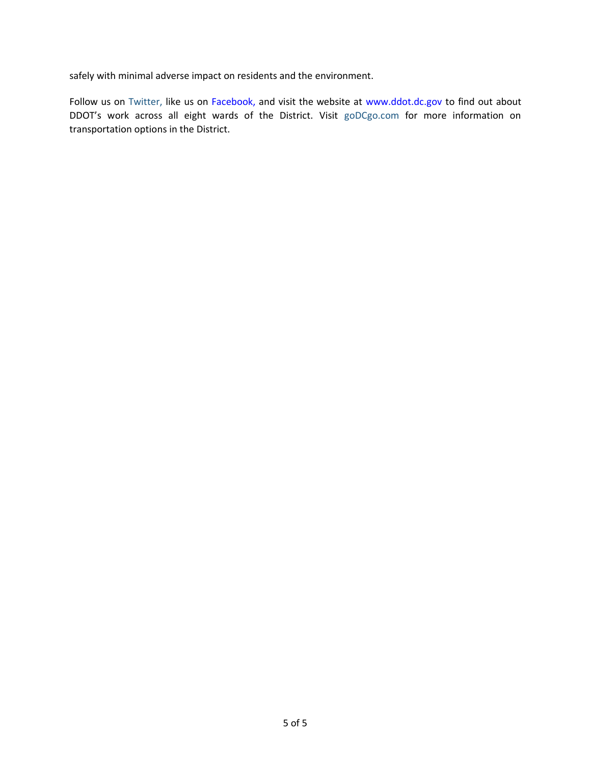safely with minimal adverse impact on residents and the environment.

Follow us on Twitter, like us on Facebook, and visit the website at www.ddot.dc.gov to find out about DDOT's work across all eight wards of the District. Visit goDCgo.com for more information on transportation options in the District.